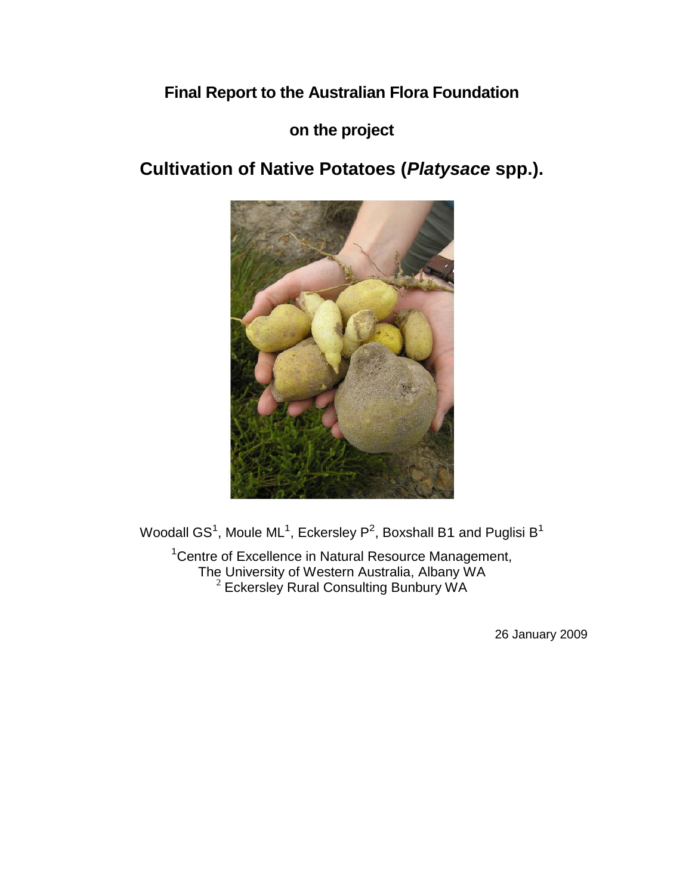**Final Report to the Australian Flora Foundation**

**on the project**

# Cultivation of Native Potatoes (*Platysace* spp.).

Woodall GS[1], Moule ML[1], Eckersley P[2], Boxshall B1 and Puglisi B[1]

[1]Centre of Excellence in Natural Resource Management,
The University of Western Australia, Albany WA
[2] Eckersley Rural Consulting Bunbury WA

26 January 2009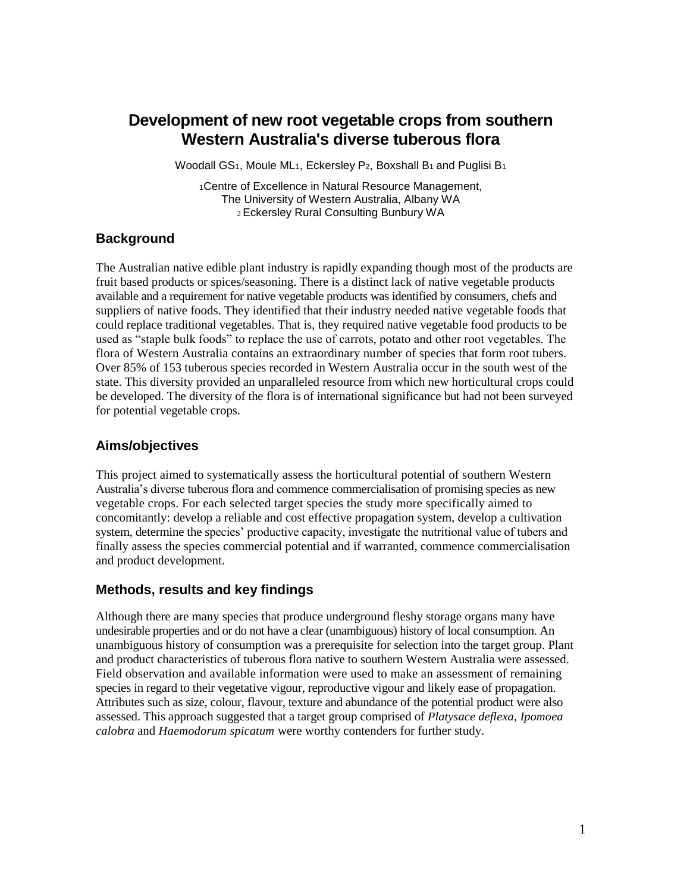# Development of new root vegetable crops from southern Western Australia's diverse tuberous flora

Woodall GS[1], Moule ML[1], Eckersley P[2], Boxshall B[1] and Puglisi B[1]

[1]Centre of Excellence in Natural Resource Management, The University of Western Australia, Albany WA
[2] Eckersley Rural Consulting Bunbury WA

## Background

The Australian native edible plant industry is rapidly expanding though most of the products are fruit based products or spices/seasoning. There is a distinct lack of native vegetable products available and a requirement for native vegetable products was identified by consumers, chefs and suppliers of native foods. They identified that their industry needed native vegetable foods that could replace traditional vegetables. That is, they required native vegetable food products to be used as "staple bulk foods" to replace the use of carrots, potato and other root vegetables. The flora of Western Australia contains an extraordinary number of species that form root tubers. Over 85% of 153 tuberous species recorded in Western Australia occur in the south west of the state. This diversity provided an unparalleled resource from which new horticultural crops could be developed. The diversity of the flora is of international significance but had not been surveyed for potential vegetable crops.

## Aims/objectives

This project aimed to systematically assess the horticultural potential of southern Western Australia's diverse tuberous flora and commence commercialisation of promising species as new vegetable crops. For each selected target species the study more specifically aimed to concomitantly: develop a reliable and cost effective propagation system, develop a cultivation system, determine the species' productive capacity, investigate the nutritional value of tubers and finally assess the species commercial potential and if warranted, commence commercialisation and product development.

## Methods, results and key findings

Although there are many species that produce underground fleshy storage organs many have undesirable properties and or do not have a clear (unambiguous) history of local consumption. An unambiguous history of consumption was a prerequisite for selection into the target group. Plant and product characteristics of tuberous flora native to southern Western Australia were assessed. Field observation and available information were used to make an assessment of remaining species in regard to their vegetative vigour, reproductive vigour and likely ease of propagation. Attributes such as size, colour, flavour, texture and abundance of the potential product were also assessed. This approach suggested that a target group comprised of *Platysace deflexa*, *Ipomoea calobra* and *Haemodorum spicatum* were worthy contenders for further study.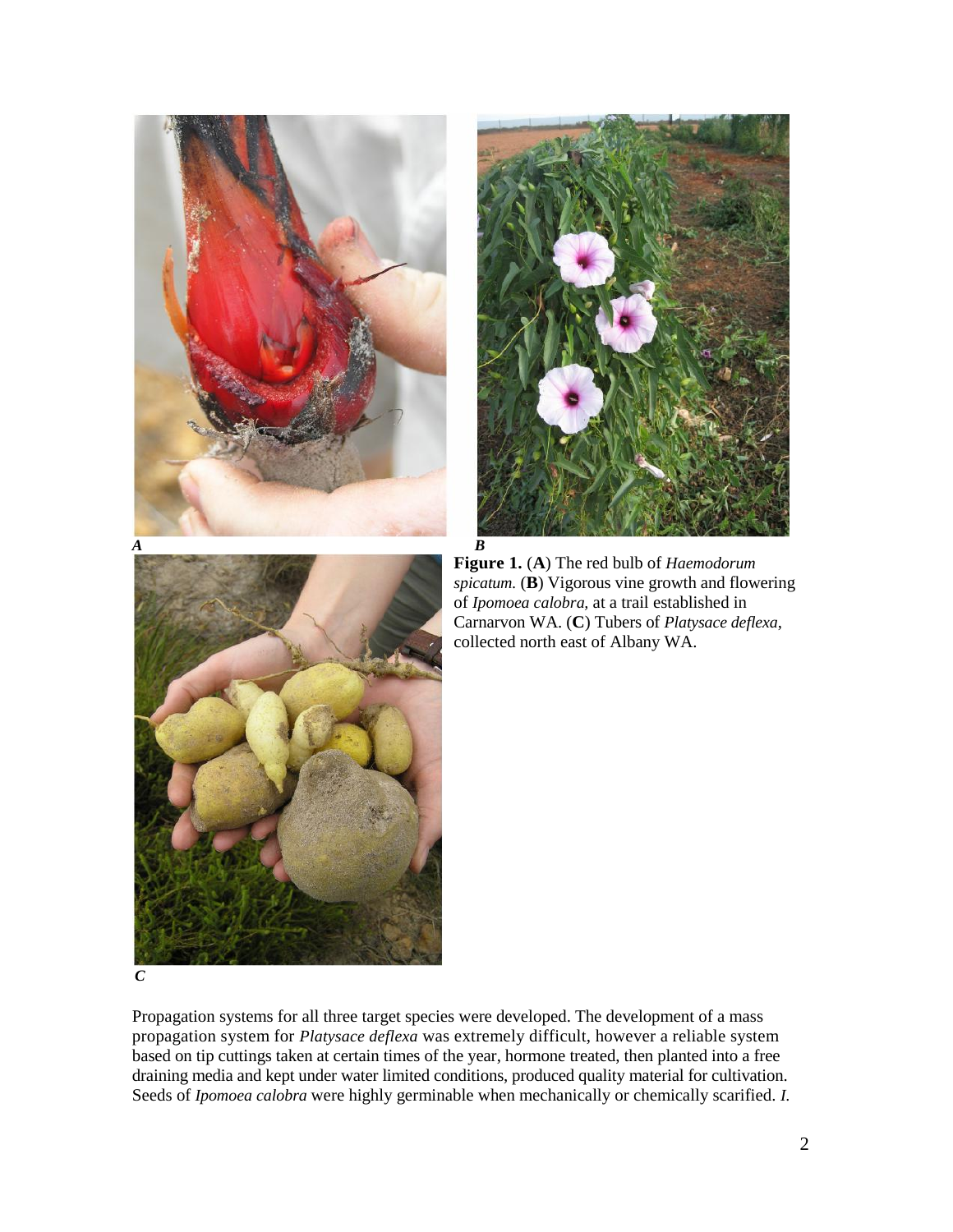*A*

*B*

**Figure 1.** (**A**) The red bulb of *Haemodorum spicatum.* (**B**) Vigorous vine growth and flowering of *Ipomoea calobra,* at a trail established in Carnarvon WA. (**C**) Tubers of *Platysace deflexa*, collected north east of Albany WA.

*C*

Propagation systems for all three target species were developed. The development of a mass propagation system for *Platysace deflexa* was extremely difficult, however a reliable system based on tip cuttings taken at certain times of the year, hormone treated, then planted into a free draining media and kept under water limited conditions, produced quality material for cultivation. Seeds of *Ipomoea calobra* were highly germinable when mechanically or chemically scarified. *I.*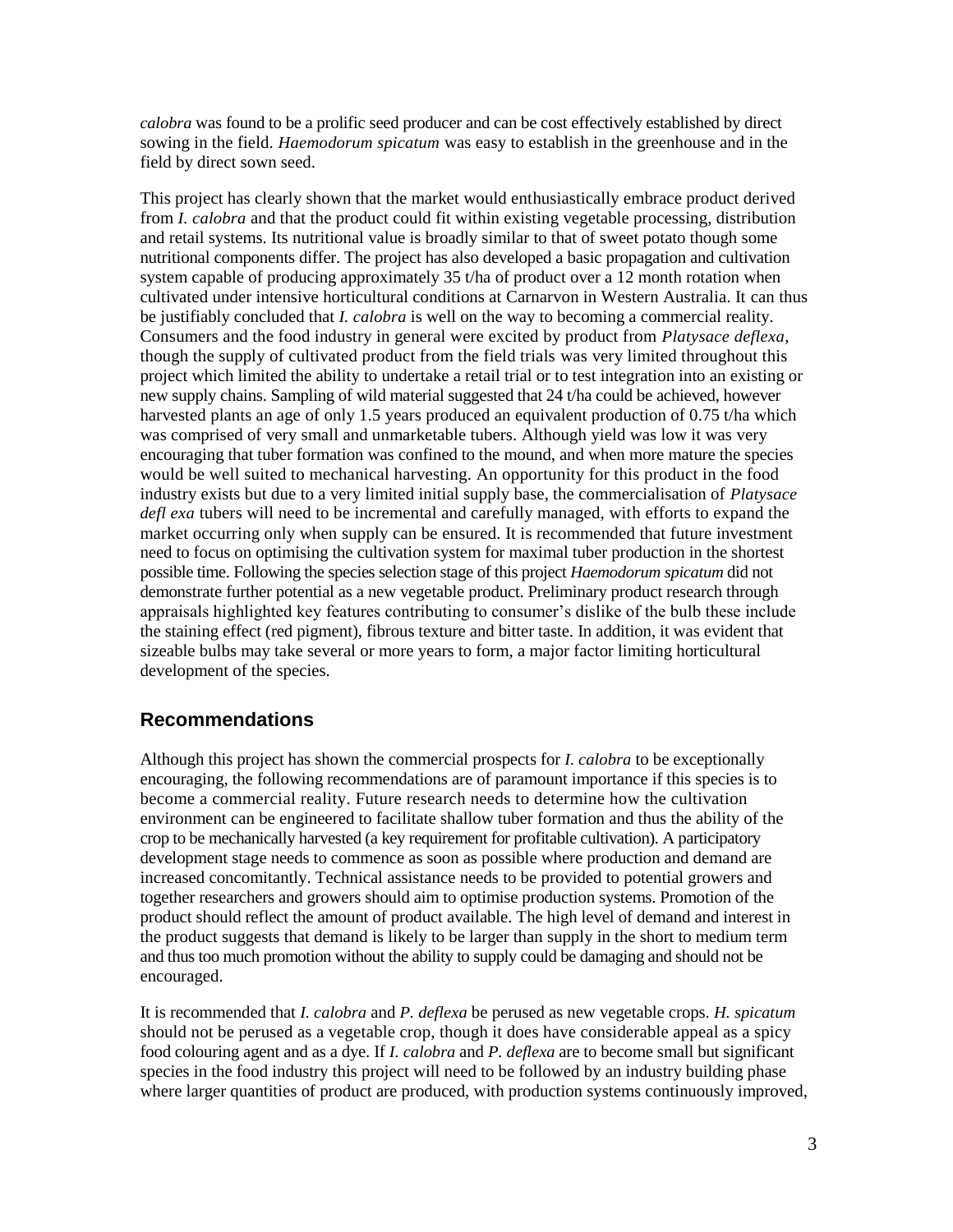*calobra* was found to be a prolific seed producer and can be cost effectively established by direct sowing in the field. *Haemodorum spicatum* was easy to establish in the greenhouse and in the field by direct sown seed.

This project has clearly shown that the market would enthusiastically embrace product derived from *I. calobra* and that the product could fit within existing vegetable processing, distribution and retail systems. Its nutritional value is broadly similar to that of sweet potato though some nutritional components differ. The project has also developed a basic propagation and cultivation system capable of producing approximately 35 t/ha of product over a 12 month rotation when cultivated under intensive horticultural conditions at Carnarvon in Western Australia. It can thus be justifiably concluded that *I. calobra* is well on the way to becoming a commercial reality. Consumers and the food industry in general were excited by product from *Platysace deflexa*, though the supply of cultivated product from the field trials was very limited throughout this project which limited the ability to undertake a retail trial or to test integration into an existing or new supply chains. Sampling of wild material suggested that 24 t/ha could be achieved, however harvested plants an age of only 1.5 years produced an equivalent production of 0.75 t/ha which was comprised of very small and unmarketable tubers. Although yield was low it was very encouraging that tuber formation was confined to the mound, and when more mature the species would be well suited to mechanical harvesting. An opportunity for this product in the food industry exists but due to a very limited initial supply base, the commercialisation of *Platysace defl exa* tubers will need to be incremental and carefully managed, with efforts to expand the market occurring only when supply can be ensured. It is recommended that future investment need to focus on optimising the cultivation system for maximal tuber production in the shortest possible time. Following the species selection stage of this project *Haemodorum spicatum* did not demonstrate further potential as a new vegetable product. Preliminary product research through appraisals highlighted key features contributing to consumer's dislike of the bulb these include the staining effect (red pigment), fibrous texture and bitter taste. In addition, it was evident that sizeable bulbs may take several or more years to form, a major factor limiting horticultural development of the species.

## Recommendations

Although this project has shown the commercial prospects for *I. calobra* to be exceptionally encouraging, the following recommendations are of paramount importance if this species is to become a commercial reality. Future research needs to determine how the cultivation environment can be engineered to facilitate shallow tuber formation and thus the ability of the crop to be mechanically harvested (a key requirement for profitable cultivation). A participatory development stage needs to commence as soon as possible where production and demand are increased concomitantly. Technical assistance needs to be provided to potential growers and together researchers and growers should aim to optimise production systems. Promotion of the product should reflect the amount of product available. The high level of demand and interest in the product suggests that demand is likely to be larger than supply in the short to medium term and thus too much promotion without the ability to supply could be damaging and should not be encouraged.

It is recommended that *I. calobra* and *P. deflexa* be perused as new vegetable crops. *H. spicatum* should not be perused as a vegetable crop, though it does have considerable appeal as a spicy food colouring agent and as a dye. If *I. calobra* and *P. deflexa* are to become small but significant species in the food industry this project will need to be followed by an industry building phase where larger quantities of product are produced, with production systems continuously improved,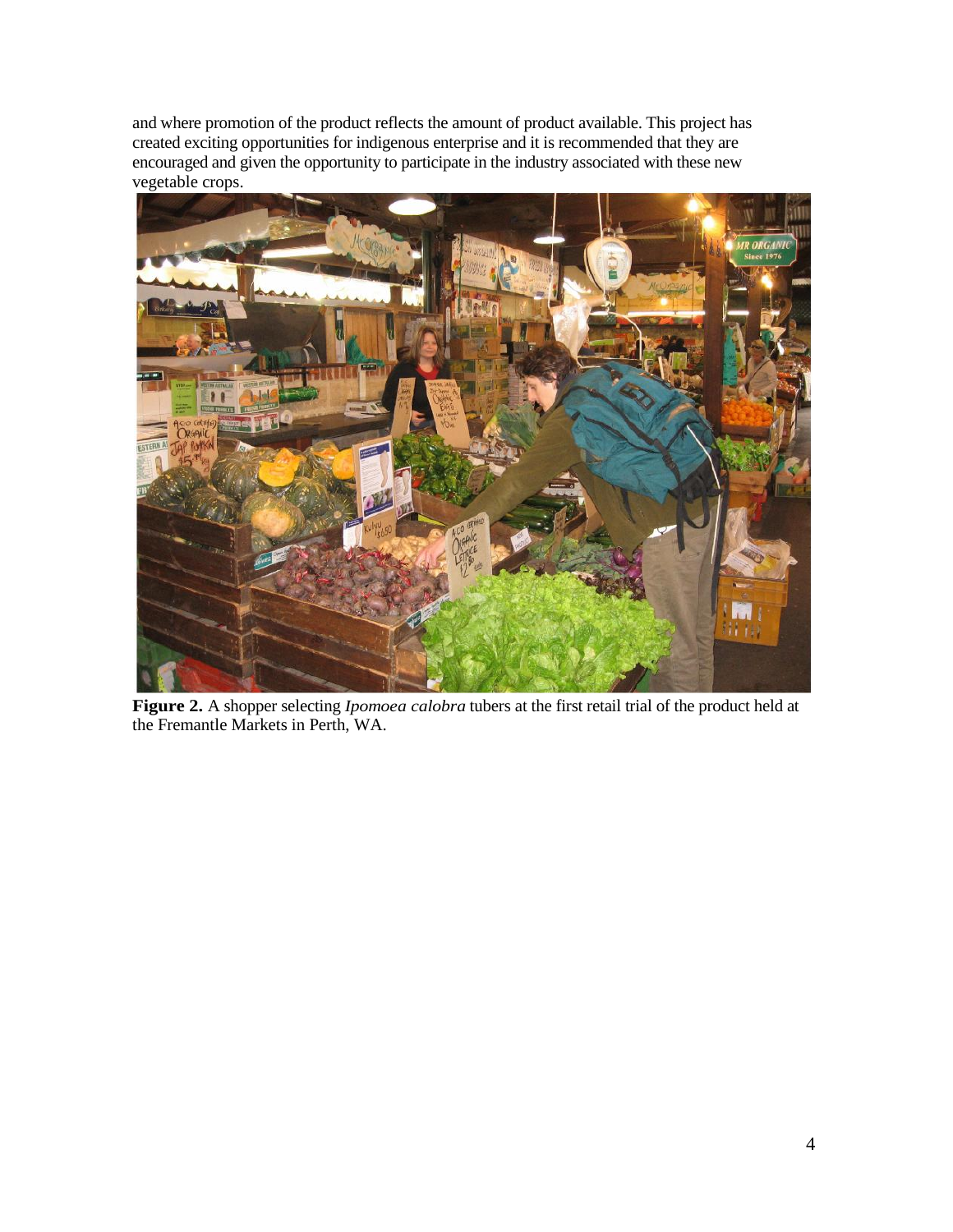and where promotion of the product reflects the amount of product available. This project has created exciting opportunities for indigenous enterprise and it is recommended that they are encouraged and given the opportunity to participate in the industry associated with these new vegetable crops.

**Figure 2.** A shopper selecting *Ipomoea calobra* tubers at the first retail trial of the product held at the Fremantle Markets in Perth, WA.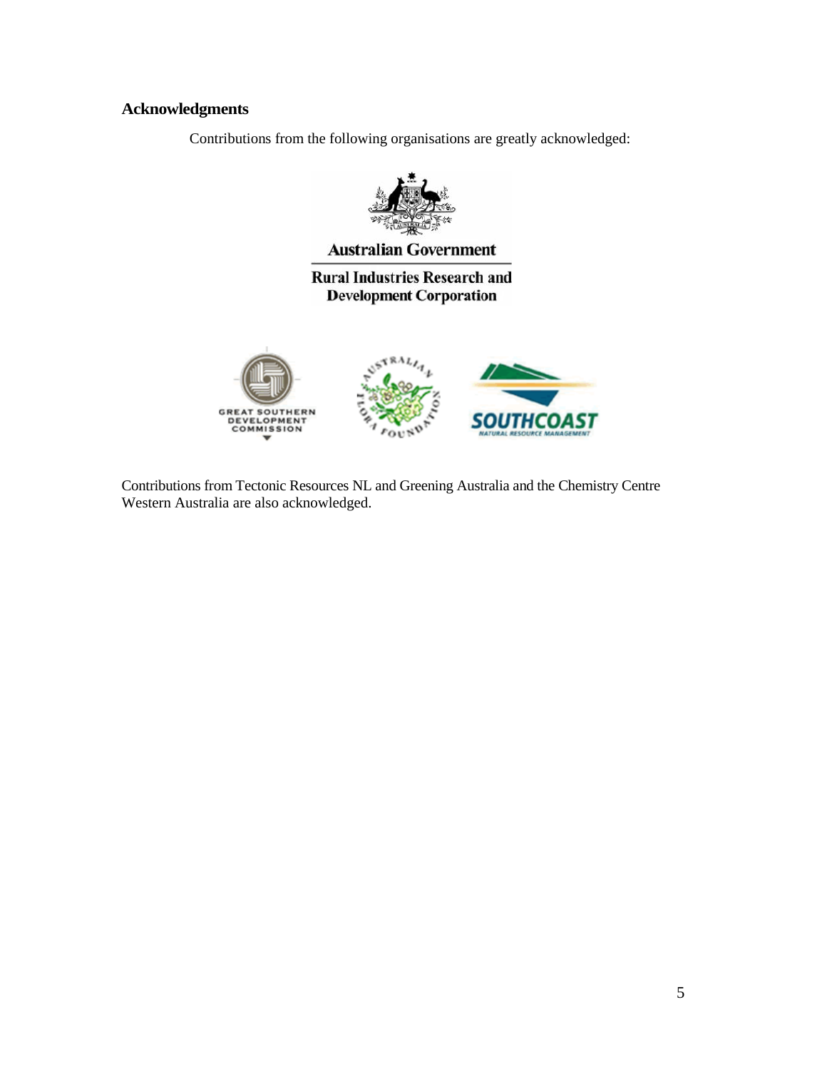## Acknowledgments

Contributions from the following organisations are greatly acknowledged:

Australian Government

Rural Industries Research and Development Corporation

GREAT SOUTHERN DEVELOPMENT COMMISSION

AUSTRALIAN FLORA FOUNDATION

SOUTHCOAST NATURAL RESOURCE MANAGEMENT

Contributions from Tectonic Resources NL and Greening Australia and the Chemistry Centre Western Australia are also acknowledged.